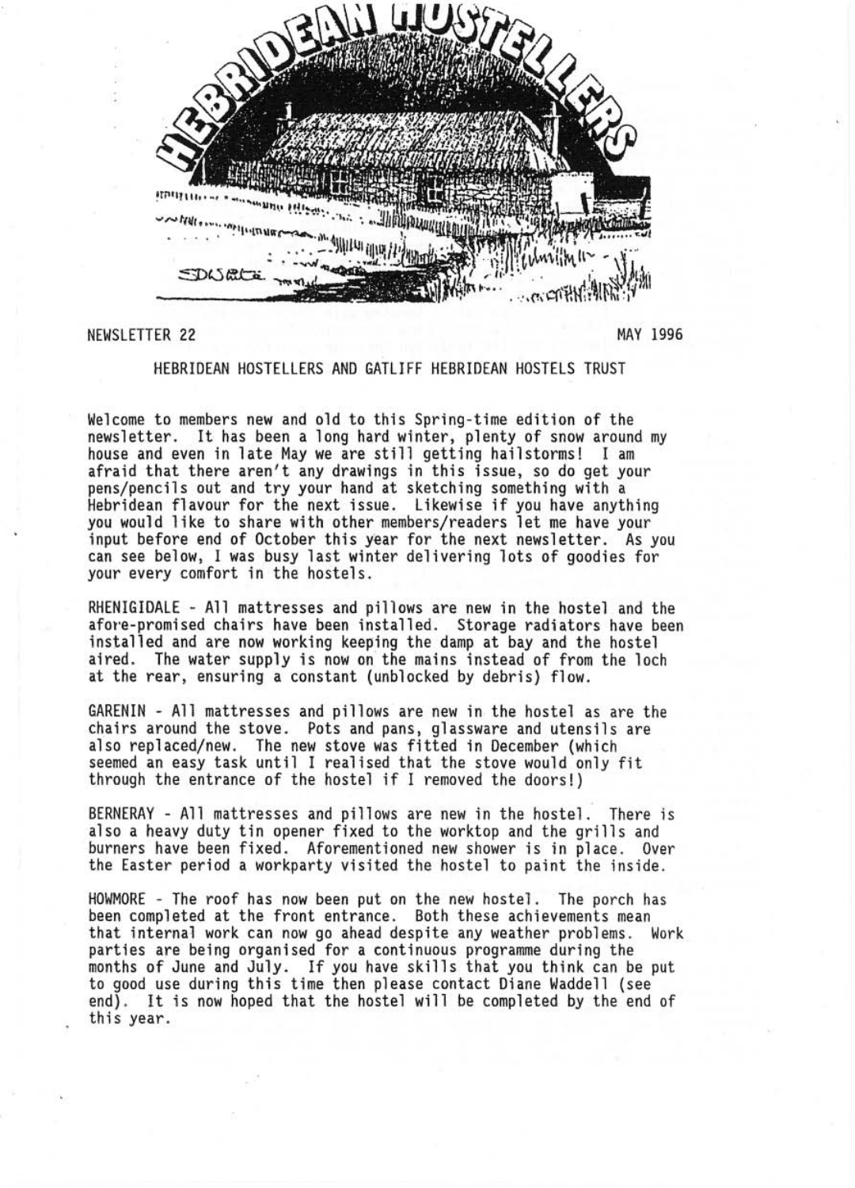# HEBRIDEAN HOSTELLERS

NEWSLETTER 22 MAY 1996

## HEBRIDEAN HOSTELLERS AND GATLIFF HEBRIDEAN HOSTELS TRUST

Welcome to members new and old to this Spring-time edition of the newsletter. It has been a long hard winter, plenty of snow around my house and even in late May we are still getting hailstorms! I am afraid that there aren't any drawings in this issue, so do get your pens/pencils out and try your hand at sketching something with a Hebridean flavour for the next issue. Likewise if you have anything you would like to share with other members/readers let me have your input before end of October this year for the next newsletter. As you can see below, I was busy last winter delivering lots of goodies for your every comfort in the hostels.

RHENIGIDALE - All mattresses and pillows are new in the hostel and the afore-promised chairs have been installed. Storage radiators have been installed and are now working keeping the damp at bay and the hostel aired. The water supply is now on the mains instead of from the loch at the rear, ensuring a constant (unblocked by debris) flow.

GARENIN - All mattresses and pillows are new in the hostel as are the chairs around the stove. Pots and pans, glassware and utensils are also replaced/new. The new stove was fitted in December (which seemed an easy task until I realised that the stove would only fit through the entrance of the hostel if I removed the doors!)

BERNERAY - All mattresses and pillows are new in the hostel. There is also a heavy duty tin opener fixed to the worktop and the grills and burners have been fixed. Aforementioned new shower is in place. Over the Easter period a workparty visited the hostel to paint the inside.

HOWMORE - The roof has now been put on the new hostel. The porch has been completed at the front entrance. Both these achievements mean that internal work can now go ahead despite any weather problems. Work parties are being organised for a continuous programme during the months of June and July. If you have skills that you think can be put to good use during this time then please contact Diane Waddell (see end). It is now hoped that the hostel will be completed by the end of this year.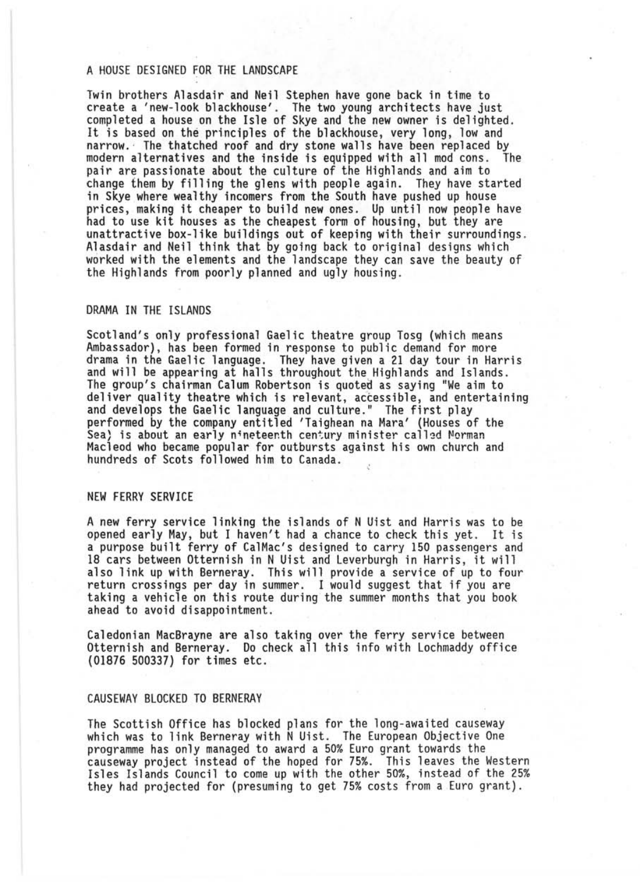## A HOUSE DESIGNED FOR THE LANDSCAPE

Twin brothers Alasdair and Neil Stephen have gone back in time to create a 'new-look blackhouse'. The two young architects have just completed a house on the Isle of Skye and the new owner is delighted. It is based on the principles of the blackhouse, very long, low and narrow. The thatched roof and dry stone walls have been replaced by modern alternatives and the inside is equipped with all mod cons. The pair are passionate about the culture of the Highlands and aim to change them by filling the glens with people again. They have started in Skye where wealthy incomers from the South have pushed up house prices, making it cheaper to build new ones. Up until now people have had to use kit houses as the cheapest form of housing, but they are unattractive box-like buildings out of keeping with their surroundings. Alasdair and Neil think that by going back to original designs which worked with the elements and the landscape they can save the beauty of the Highlands from poorly planned and ugly housing.

## DRAMA IN THE ISLANDS

Scotland's only professional Gaelic theatre group Tosg (which means Ambassador), has been formed in response to public demand for more drama in the Gaelic language. They have given a 21 day tour in Harris and will be appearing at halls throughout the Highlands and Islands. The group's chairman Calum Robertson is quoted as saying "We aim to deliver quality theatre which is relevant, accessible, and entertaining and develops the Gaelic language and culture." The first play performed by the company entitled 'Taighean na Mara' (Houses of the Sea) is about an early nineteenth century minister called Norman Macleod who became popular for outbursts against his own church and hundreds of Scots followed him to Canada.

## NEW FERRY SERVICE

A new ferry service linking the islands of N Uist and Harris was to be opened early May, but I haven't had a chance to check this yet. It is a purpose built ferry of CalMac's designed to carry 150 passengers and 18 cars between Otternish in N Uist and Leverburgh in Harris, it will also link up with Berneray. This will provide a service of up to four return crossings per day in summer. I would suggest that if you are taking a vehicle on this route during the summer months that you book ahead to avoid disappointment.

Caledonian MacBrayne are also taking over the ferry service between Otternish and Berneray. Do check all this info with Lochmaddy office (01876 500337) for times etc.

## CAUSEWAY BLOCKED TO BERNERAY

The Scottish Office has blocked plans for the long-awaited causeway which was to link Berneray with N Uist. The European Objective One programme has only managed to award a 50% Euro grant towards the causeway project instead of the hoped for 75%. This leaves the Western Isles Islands Council to come up with the other 50%, instead of the 25% they had projected for (presuming to get 75% costs from a Euro grant).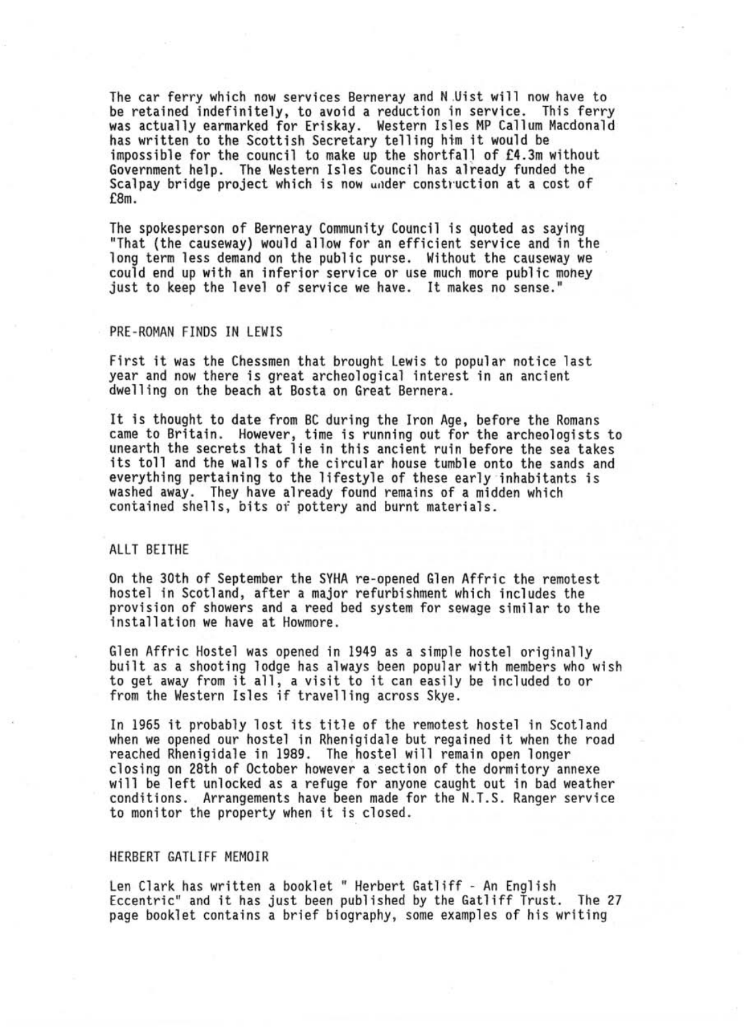The car ferry which now services Berneray and N Uist will now have to be retained indefinitely, to avoid a reduction in service. This ferry was actually earmarked for Eriskay. Western Isles MP Callum Macdonald has written to the Scottish Secretary telling him it would be impossible for the council to make up the shortfall of £4.3m without Government help. The Western Isles Council has already funded the Scalpay bridge project which is now under construction at a cost of £8m.

The spokesperson of Berneray Community Council is quoted as saying "That (the causeway) would allow for an efficient service and in the long term less demand on the public purse. Without the causeway we could end up with an inferior service or use much more public money just to keep the level of service we have. It makes no sense."

## PRE-ROMAN FINDS IN LEWIS

First it was the Chessmen that brought Lewis to popular notice last year and now there is great archeological interest in an ancient dwelling on the beach at Bosta on Great Bernera.

It is thought to date from BC during the Iron Age, before the Romans came to Britain. However, time is running out for the archeologists to unearth the secrets that lie in this ancient ruin before the sea takes its toll and the walls of the circular house tumble onto the sands and everything pertaining to the lifestyle of these early inhabitants is washed away. They have already found remains of a midden which contained shells, bits of pottery and burnt materials.

## ALLT BEITHE

On the 30th of September the SYHA re-opened Glen Affric the remotest hostel in Scotland, after a major refurbishment which includes the provision of showers and a reed bed system for sewage similar to the installation we have at Howmore.

Glen Affric Hostel was opened in 1949 as a simple hostel originally built as a shooting lodge has always been popular with members who wish to get away from it all, a visit to it can easily be included to or from the Western Isles if travelling across Skye.

In 1965 it probably lost its title of the remotest hostel in Scotland when we opened our hostel in Rhenigidale but regained it when the road reached Rhenigidale in 1989. The hostel will remain open longer closing on 28th of October however a section of the dormitory annexe will be left unlocked as a refuge for anyone caught out in bad weather conditions. Arrangements have been made for the N.T.S. Ranger service to monitor the property when it is closed.

## HERBERT GATLIFF MEMOIR

Len Clark has written a booklet " Herbert Gatliff - An English Eccentric" and it has just been published by the Gatliff Trust. The 27 page booklet contains a brief biography, some examples of his writing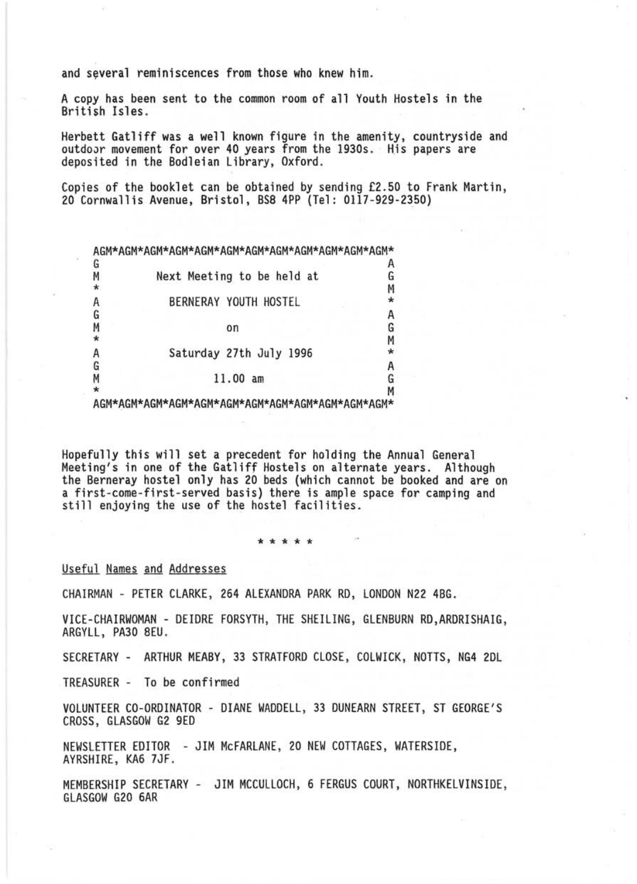and several reminiscences from those who knew him.

A copy has been sent to the common room of all Youth Hostels in the British Isles.

Herbett Gatliff was a well known figure in the amenity, countryside and outdoor movement for over 40 years from the 1930s. His papers are deposited in the Bodleian Library, Oxford.

Copies of the booklet can be obtained by sending £2.50 to Frank Martin, 20 Cornwallis Avenue, Bristol, BS8 4PP (Tel: 0117-929-2350)

AGM*AGM*AGM*AGM*AGM*AGM*AGM*AGM*AGM*AGM*AGM*AGM*

Next Meeting to be held at

BERNERAY YOUTH HOSTEL

on

Saturday 27th July 1996

11.00 am

AGM*AGM*AGM*AGM*AGM*AGM*AGM*AGM*AGM*AGM*AGM*AGM*

Hopefully this will set a precedent for holding the Annual General Meeting's in one of the Gatliff Hostels on alternate years. Although the Berneray hostel only has 20 beds (which cannot be booked and are on a first-come-first-served basis) there is ample space for camping and still enjoying the use of the hostel facilities.

\* \* \* \* \*

Useful Names and Addresses

CHAIRMAN - PETER CLARKE, 264 ALEXANDRA PARK RD, LONDON N22 4BG.

VICE-CHAIRWOMAN - DEIDRE FORSYTH, THE SHEILING, GLENBURN RD,ARDRISHAIG, ARGYLL, PA30 8EU.

SECRETARY - ARTHUR MEABY, 33 STRATFORD CLOSE, COLWICK, NOTTS, NG4 2DL

TREASURER - To be confirmed

VOLUNTEER CO-ORDINATOR - DIANE WADDELL, 33 DUNEARN STREET, ST GEORGE'S CROSS, GLASGOW G2 9ED

NEWSLETTER EDITOR - JIM McFARLANE, 20 NEW COTTAGES, WATERSIDE, AYRSHIRE, KA6 7JF.

MEMBERSHIP SECRETARY - JIM MCCULLOCH, 6 FERGUS COURT, NORTHKELVINSIDE, GLASGOW G20 6AR